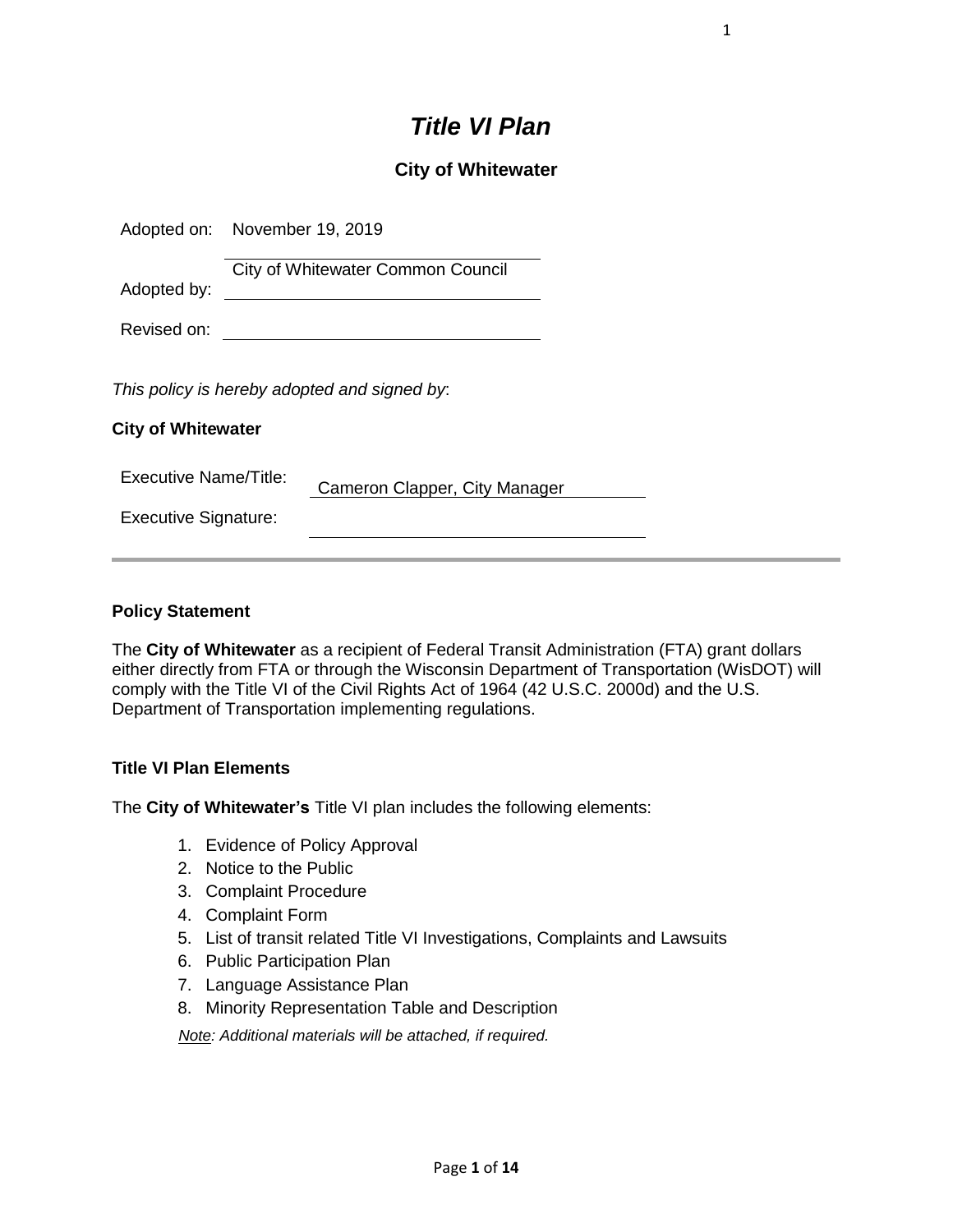# *Title VI Plan*

## City of Whitewater

Adopted on: November 19, 2019

Adopted by: City of Whitewater Common Council

Revised on:

*This policy is hereby adopted and signed by*:

**City of Whitewater**

Executive Name/Title: Cameron Clapper, City Manager

Executive Signature:

---

### Policy Statement

The **City of Whitewater** as a recipient of Federal Transit Administration (FTA) grant dollars either directly from FTA or through the Wisconsin Department of Transportation (WisDOT) will comply with the Title VI of the Civil Rights Act of 1964 (42 U.S.C. 2000d) and the U.S. Department of Transportation implementing regulations.

### Title VI Plan Elements

The **City of Whitewater's** Title VI plan includes the following elements:

1. Evidence of Policy Approval
2. Notice to the Public
3. Complaint Procedure
4. Complaint Form
5. List of transit related Title VI Investigations, Complaints and Lawsuits
6. Public Participation Plan
7. Language Assistance Plan
8. Minority Representation Table and Description

*Note: Additional materials will be attached, if required.*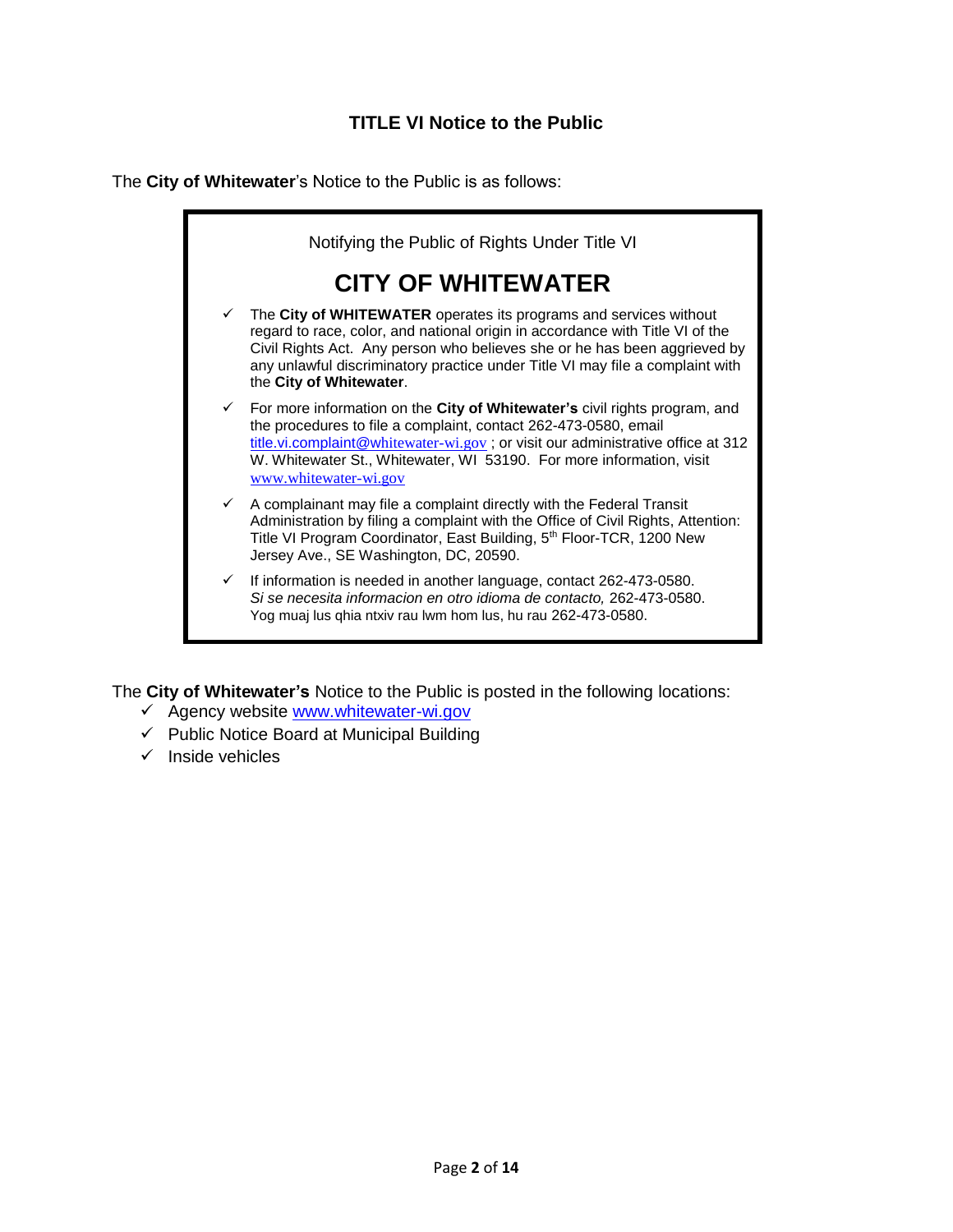# TITLE VI Notice to the Public

The **City of Whitewater**'s Notice to the Public is as follows:

Notifying the Public of Rights Under Title VI

## CITY OF WHITEWATER

- ✓ The **City of WHITEWATER** operates its programs and services without regard to race, color, and national origin in accordance with Title VI of the Civil Rights Act. Any person who believes she or he has been aggrieved by any unlawful discriminatory practice under Title VI may file a complaint with the **City of Whitewater**.
- ✓ For more information on the **City of Whitewater's** civil rights program, and the procedures to file a complaint, contact 262-473-0580, email title.vi.complaint@whitewater-wi.gov ; or visit our administrative office at 312 W. Whitewater St., Whitewater, WI 53190. For more information, visit www.whitewater-wi.gov
- ✓ A complainant may file a complaint directly with the Federal Transit Administration by filing a complaint with the Office of Civil Rights, Attention: Title VI Program Coordinator, East Building, 5th Floor-TCR, 1200 New Jersey Ave., SE Washington, DC, 20590.
- ✓ If information is needed in another language, contact 262-473-0580. *Si se necesita informacion en otro idioma de contacto,* 262-473-0580. Yog muaj lus qhia ntxiv rau lwm hom lus, hu rau 262-473-0580.

The **City of Whitewater's** Notice to the Public is posted in the following locations:

- ✓ Agency website www.whitewater-wi.gov
- ✓ Public Notice Board at Municipal Building
- ✓ Inside vehicles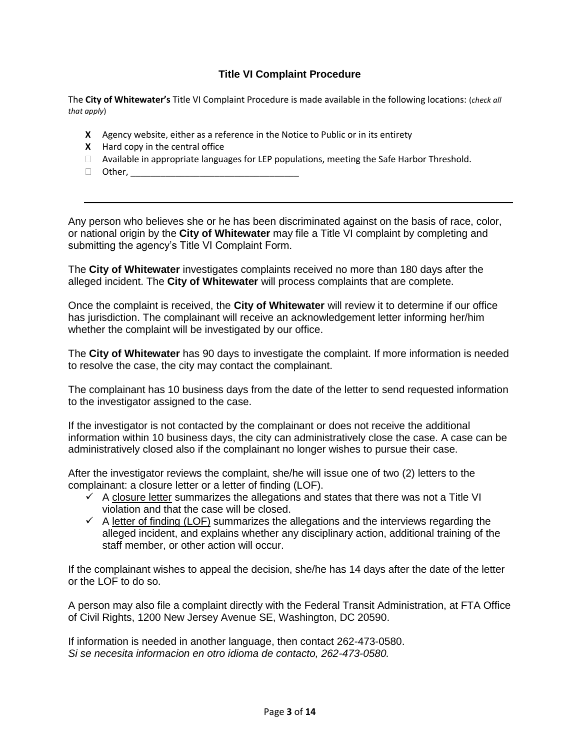### Title VI Complaint Procedure

The **City of Whitewater's** Title VI Complaint Procedure is made available in the following locations: (*check all that apply*)

- **X** Agency website, either as a reference in the Notice to Public or in its entirety
- **X** Hard copy in the central office
- ☐ Available in appropriate languages for LEP populations, meeting the Safe Harbor Threshold.
- ☐ Other, ___________________________________

---

Any person who believes she or he has been discriminated against on the basis of race, color, or national origin by the **City of Whitewater** may file a Title VI complaint by completing and submitting the agency's Title VI Complaint Form.

The **City of Whitewater** investigates complaints received no more than 180 days after the alleged incident. The **City of Whitewater** will process complaints that are complete.

Once the complaint is received, the **City of Whitewater** will review it to determine if our office has jurisdiction. The complainant will receive an acknowledgement letter informing her/him whether the complaint will be investigated by our office.

The **City of Whitewater** has 90 days to investigate the complaint. If more information is needed to resolve the case, the city may contact the complainant.

The complainant has 10 business days from the date of the letter to send requested information to the investigator assigned to the case.

If the investigator is not contacted by the complainant or does not receive the additional information within 10 business days, the city can administratively close the case. A case can be administratively closed also if the complainant no longer wishes to pursue their case.

After the investigator reviews the complaint, she/he will issue one of two (2) letters to the complainant: a closure letter or a letter of finding (LOF).

- ✓ A <u>closure letter</u> summarizes the allegations and states that there was not a Title VI violation and that the case will be closed.
- ✓ A <u>letter of finding (LOF)</u> summarizes the allegations and the interviews regarding the alleged incident, and explains whether any disciplinary action, additional training of the staff member, or other action will occur.

If the complainant wishes to appeal the decision, she/he has 14 days after the date of the letter or the LOF to do so.

A person may also file a complaint directly with the Federal Transit Administration, at FTA Office of Civil Rights, 1200 New Jersey Avenue SE, Washington, DC 20590.

If information is needed in another language, then contact 262-473-0580.
*Si se necesita informacion en otro idioma de contacto, 262-473-0580.*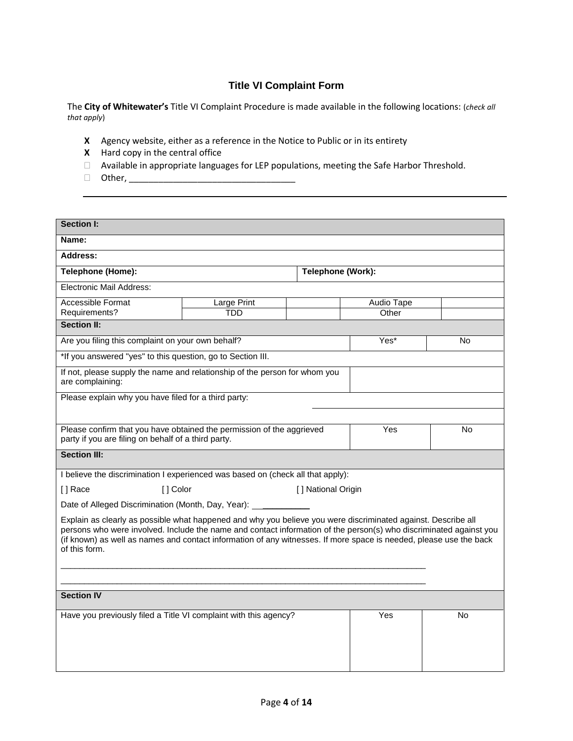## Title VI Complaint Form

The **City of Whitewater's** Title VI Complaint Procedure is made available in the following locations: (*check all that apply*)

- **X** Agency website, either as a reference in the Notice to Public or in its entirety
- **X** Hard copy in the central office
- ☐ Available in appropriate languages for LEP populations, meeting the Safe Harbor Threshold.
- ☐ Other, ___________________________________

---

| **Section I:** | | | | | |
|---|---|---|---|---|---|
| **Name:** | | | | | |
| **Address:** | | | | | |
| **Telephone (Home):** | | | **Telephone (Work):** | | |
| Electronic Mail Address: | | | | | |
| Accessible Format Requirements? | Large Print | | Audio Tape | | |
| | TDD | | Other | | |
| **Section II:** | | | | | |
| Are you filing this complaint on your own behalf? | | | | Yes* | No |
| *If you answered "yes" to this question, go to Section III. | | | | | |
| If not, please supply the name and relationship of the person for whom you are complaining: | | | | | |
| Please explain why you have filed for a third party: | | | | | |
| Please confirm that you have obtained the permission of the aggrieved party if you are filing on behalf of a third party. | | | | Yes | No |
| **Section III:** | | | | | |
| I believe the discrimination I experienced was based on (check all that apply): | | | | | |
| [ ] Race | [ ] Color | [ ] National Origin | | | |
| Date of Alleged Discrimination (Month, Day, Year): __________ | | | | | |
| Explain as clearly as possible what happened and why you believe you were discriminated against. Describe all persons who were involved. Include the name and contact information of the person(s) who discriminated against you (if known) as well as names and contact information of any witnesses. If more space is needed, please use the back of this form. ________________________________________________________________________________ ________________________________________________________________________________ | | | | | |
| **Section IV** | | | | | |
| Have you previously filed a Title VI complaint with this agency? | | | | Yes | No |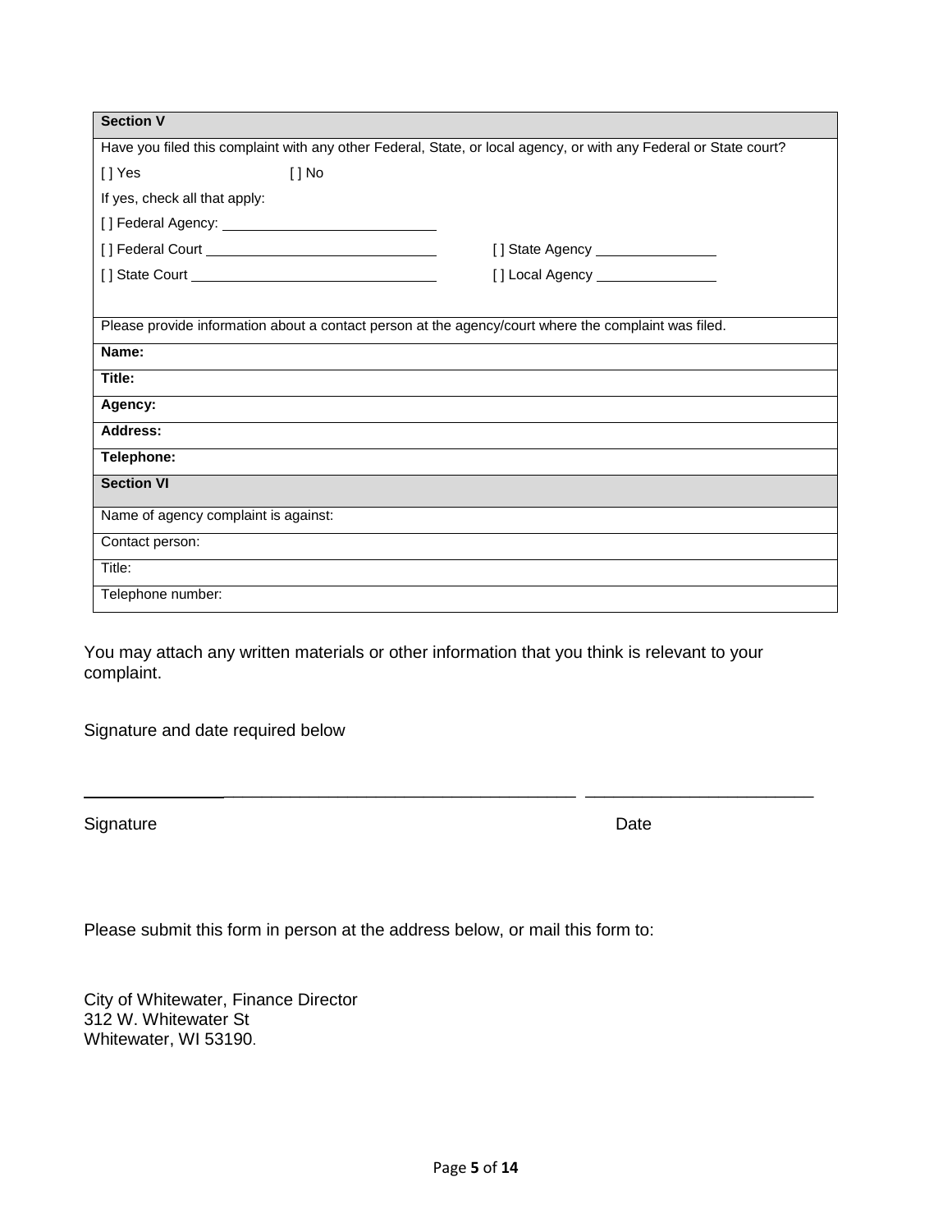| Section V | |
|---|---|
| Have you filed this complaint with any other Federal, State, or local agency, or with any Federal or State court? | |
| [ ] Yes          [ ] No | |
| If yes, check all that apply: | |
| [ ] Federal Agency: ____________________ | |
| [ ] Federal Court ____________________ | [ ] State Agency ______________ |
| [ ] State Court ____________________ | [ ] Local Agency ______________ |
| Please provide information about a contact person at the agency/court where the complaint was filed. | |
| **Name:** | |
| **Title:** | |
| **Agency:** | |
| **Address:** | |
| **Telephone:** | |

| Section VI |
|---|
| Name of agency complaint is against: |
| Contact person: |
| Title: |
| Telephone number: |

You may attach any written materials or other information that you think is relevant to your complaint.

Signature and date required below

_____________________________________________ ________________________

Signature Date

Please submit this form in person at the address below, or mail this form to:

City of Whitewater, Finance Director
312 W. Whitewater St
Whitewater, WI 53190.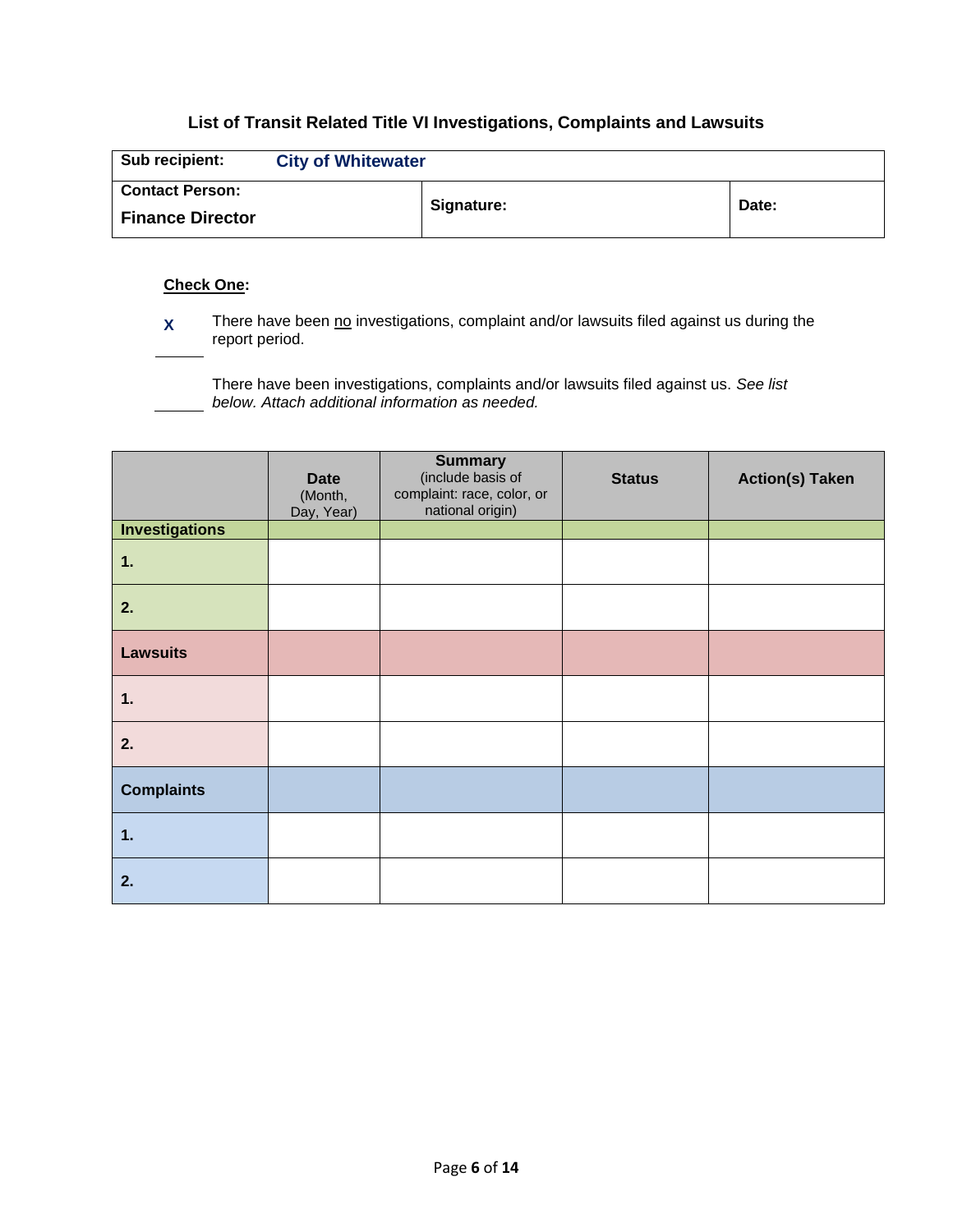## List of Transit Related Title VI Investigations, Complaints and Lawsuits

| Sub recipient: City of Whitewater | | |
|---|---|---|
| **Contact Person:** **Finance Director** | **Signature:** | **Date:** |

**Check One:**

X There have been no investigations, complaint and/or lawsuits filed against us during the report period.

\_\_\_\_\_ There have been investigations, complaints and/or lawsuits filed against us. *See list below. Attach additional information as needed.*

| | **Date** (Month, Day, Year) | **Summary** (include basis of complaint: race, color, or national origin) | **Status** | **Action(s) Taken** |
|---|---|---|---|---|
| **Investigations** | | | | |
| **1.** | | | | |
| **2.** | | | | |
| **Lawsuits** | | | | |
| **1.** | | | | |
| **2.** | | | | |
| **Complaints** | | | | |
| **1.** | | | | |
| **2.** | | | | |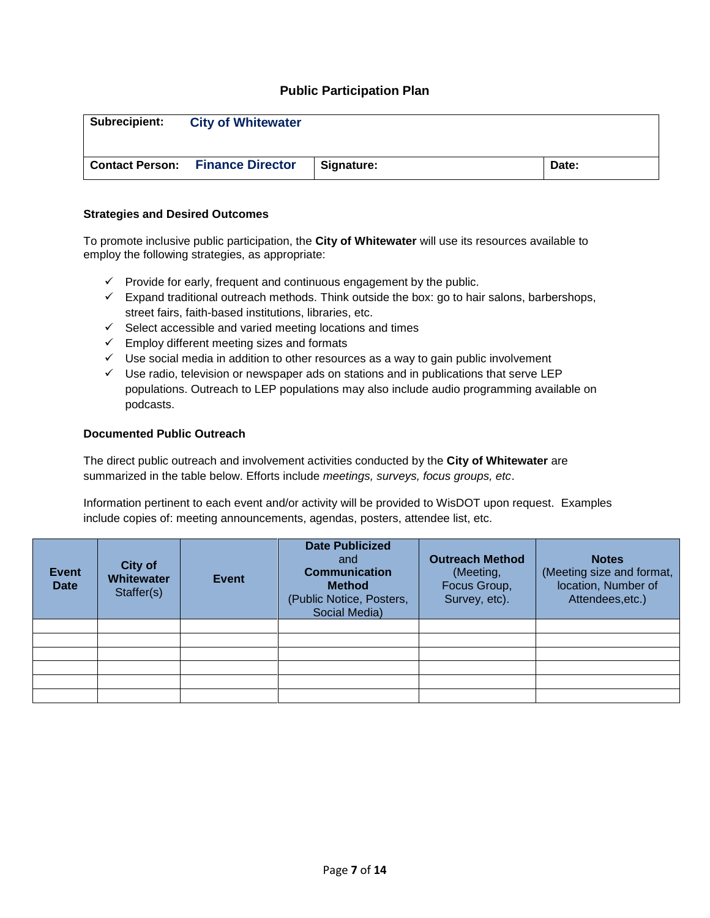## Public Participation Plan

| Subrecipient: City of Whitewater | | |
|---|---|---|
| Contact Person: Finance Director | Signature: | Date: |

### Strategies and Desired Outcomes

To promote inclusive public participation, the **City of Whitewater** will use its resources available to employ the following strategies, as appropriate:

- ✓ Provide for early, frequent and continuous engagement by the public.
- ✓ Expand traditional outreach methods. Think outside the box: go to hair salons, barbershops, street fairs, faith-based institutions, libraries, etc.
- ✓ Select accessible and varied meeting locations and times
- ✓ Employ different meeting sizes and formats
- ✓ Use social media in addition to other resources as a way to gain public involvement
- ✓ Use radio, television or newspaper ads on stations and in publications that serve LEP populations. Outreach to LEP populations may also include audio programming available on podcasts.

### Documented Public Outreach

The direct public outreach and involvement activities conducted by the **City of Whitewater** are summarized in the table below. Efforts include *meetings, surveys, focus groups, etc*.

Information pertinent to each event and/or activity will be provided to WisDOT upon request. Examples include copies of: meeting announcements, agendas, posters, attendee list, etc.

| **Event Date** | **City of Whitewater** Staffer(s) | **Event** | **Date Publicized** and **Communication Method** (Public Notice, Posters, Social Media) | **Outreach Method** (Meeting, Focus Group, Survey, etc). | **Notes** (Meeting size and format, location, Number of Attendees,etc.) |
|---|---|---|---|---|---|
| | | | | | |
| | | | | | |
| | | | | | |
| | | | | | |
| | | | | | |
| | | | | | |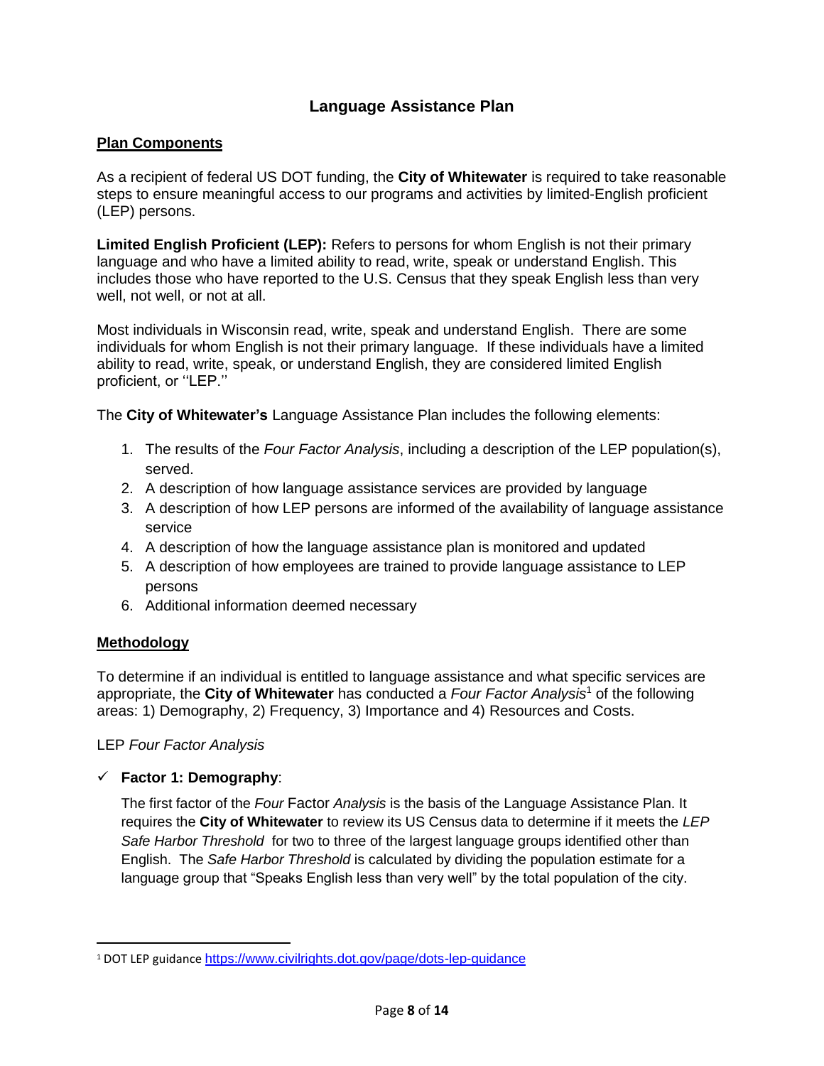# Language Assistance Plan

## Plan Components

As a recipient of federal US DOT funding, the **City of Whitewater** is required to take reasonable steps to ensure meaningful access to our programs and activities by limited-English proficient (LEP) persons.

**Limited English Proficient (LEP):** Refers to persons for whom English is not their primary language and who have a limited ability to read, write, speak or understand English. This includes those who have reported to the U.S. Census that they speak English less than very well, not well, or not at all.

Most individuals in Wisconsin read, write, speak and understand English. There are some individuals for whom English is not their primary language. If these individuals have a limited ability to read, write, speak, or understand English, they are considered limited English proficient, or ''LEP.''

The **City of Whitewater's** Language Assistance Plan includes the following elements:

1. The results of the *Four Factor Analysis*, including a description of the LEP population(s), served.
2. A description of how language assistance services are provided by language
3. A description of how LEP persons are informed of the availability of language assistance service
4. A description of how the language assistance plan is monitored and updated
5. A description of how employees are trained to provide language assistance to LEP persons
6. Additional information deemed necessary

## Methodology

To determine if an individual is entitled to language assistance and what specific services are appropriate, the **City of Whitewater** has conducted a *Four Factor Analysis*[1] of the following areas: 1) Demography, 2) Frequency, 3) Importance and 4) Resources and Costs.

LEP *Four Factor Analysis*

- ✓ **Factor 1: Demography**:

  The first factor of the *Four* Factor *Analysis* is the basis of the Language Assistance Plan. It requires the **City of Whitewater** to review its US Census data to determine if it meets the *LEP Safe Harbor Threshold* for two to three of the largest language groups identified other than English. The *Safe Harbor Threshold* is calculated by dividing the population estimate for a language group that "Speaks English less than very well" by the total population of the city.

---

[1] DOT LEP guidance https://www.civilrights.dot.gov/page/dots-lep-guidance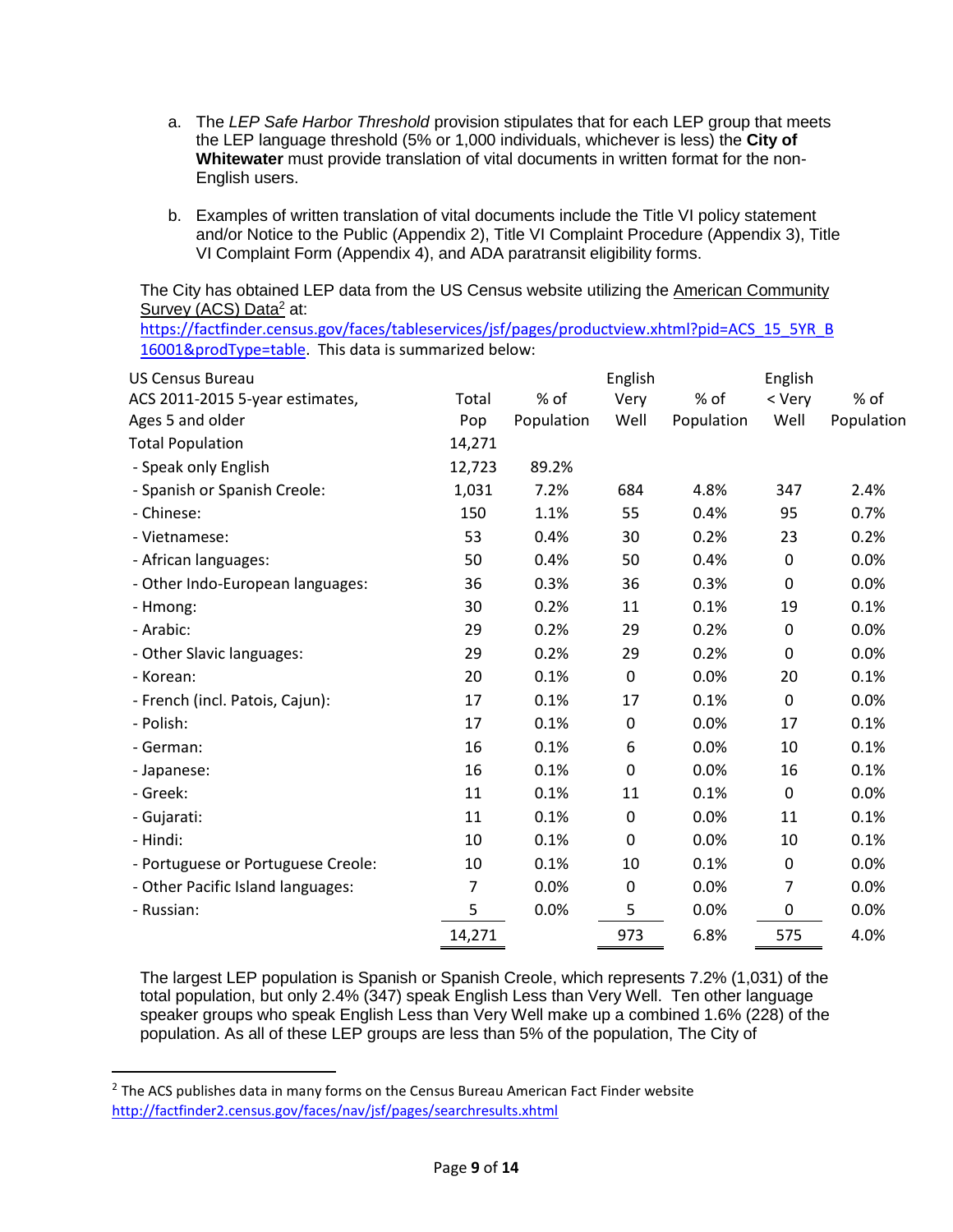a. The *LEP Safe Harbor Threshold* provision stipulates that for each LEP group that meets the LEP language threshold (5% or 1,000 individuals, whichever is less) the **City of Whitewater** must provide translation of vital documents in written format for the non-English users.

b. Examples of written translation of vital documents include the Title VI policy statement and/or Notice to the Public (Appendix 2), Title VI Complaint Procedure (Appendix 3), Title VI Complaint Form (Appendix 4), and ADA paratransit eligibility forms.

The City has obtained LEP data from the US Census website utilizing the American Community Survey (ACS) Data[2] at: https://factfinder.census.gov/faces/tableservices/jsf/pages/productview.xhtml?pid=ACS_15_5YR_B16001&prodType=table. This data is summarized below:

| US Census Bureau ACS 2011-2015 5-year estimates, Ages 5 and older | Total Pop | % of Population | English Very Well | % of Population | English < Very Well | % of Population |
|---|---|---|---|---|---|---|
| Total Population | 14,271 | | | | | |
| - Speak only English | 12,723 | 89.2% | | | | |
| - Spanish or Spanish Creole: | 1,031 | 7.2% | 684 | 4.8% | 347 | 2.4% |
| - Chinese: | 150 | 1.1% | 55 | 0.4% | 95 | 0.7% |
| - Vietnamese: | 53 | 0.4% | 30 | 0.2% | 23 | 0.2% |
| - African languages: | 50 | 0.4% | 50 | 0.4% | 0 | 0.0% |
| - Other Indo-European languages: | 36 | 0.3% | 36 | 0.3% | 0 | 0.0% |
| - Hmong: | 30 | 0.2% | 11 | 0.1% | 19 | 0.1% |
| - Arabic: | 29 | 0.2% | 29 | 0.2% | 0 | 0.0% |
| - Other Slavic languages: | 29 | 0.2% | 29 | 0.2% | 0 | 0.0% |
| - Korean: | 20 | 0.1% | 0 | 0.0% | 20 | 0.1% |
| - French (incl. Patois, Cajun): | 17 | 0.1% | 17 | 0.1% | 0 | 0.0% |
| - Polish: | 17 | 0.1% | 0 | 0.0% | 17 | 0.1% |
| - German: | 16 | 0.1% | 6 | 0.0% | 10 | 0.1% |
| - Japanese: | 16 | 0.1% | 0 | 0.0% | 16 | 0.1% |
| - Greek: | 11 | 0.1% | 11 | 0.1% | 0 | 0.0% |
| - Gujarati: | 11 | 0.1% | 0 | 0.0% | 11 | 0.1% |
| - Hindi: | 10 | 0.1% | 0 | 0.0% | 10 | 0.1% |
| - Portuguese or Portuguese Creole: | 10 | 0.1% | 10 | 0.1% | 0 | 0.0% |
| - Other Pacific Island languages: | 7 | 0.0% | 0 | 0.0% | 7 | 0.0% |
| - Russian: | 5 | 0.0% | 5 | 0.0% | 0 | 0.0% |
| | 14,271 | | 973 | 6.8% | 575 | 4.0% |

The largest LEP population is Spanish or Spanish Creole, which represents 7.2% (1,031) of the total population, but only 2.4% (347) speak English Less than Very Well. Ten other language speaker groups who speak English Less than Very Well make up a combined 1.6% (228) of the population. As all of these LEP groups are less than 5% of the population, The City of

[2] The ACS publishes data in many forms on the Census Bureau American Fact Finder website http://factfinder2.census.gov/faces/nav/jsf/pages/searchresults.xhtml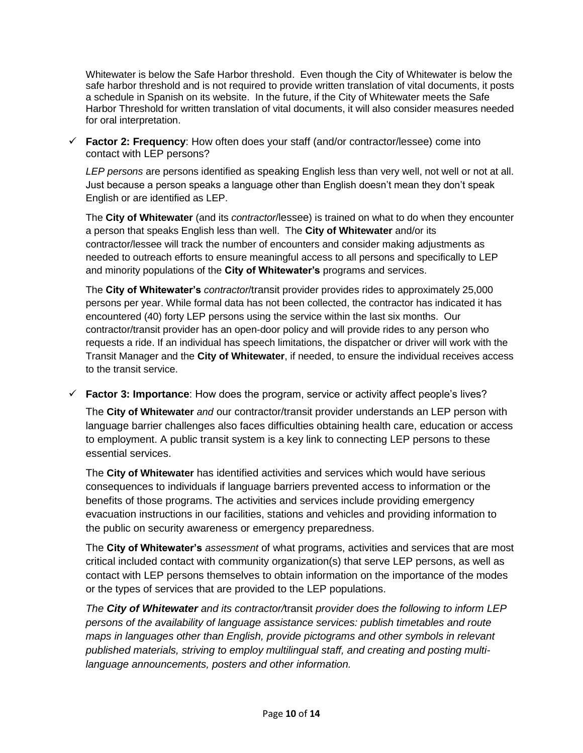Whitewater is below the Safe Harbor threshold. Even though the City of Whitewater is below the safe harbor threshold and is not required to provide written translation of vital documents, it posts a schedule in Spanish on its website. In the future, if the City of Whitewater meets the Safe Harbor Threshold for written translation of vital documents, it will also consider measures needed for oral interpretation.

- ✓ **Factor 2: Frequency**: How often does your staff (and/or contractor/lessee) come into contact with LEP persons?

  *LEP persons* are persons identified as speaking English less than very well, not well or not at all. Just because a person speaks a language other than English doesn't mean they don't speak English or are identified as LEP.

  The **City of Whitewater** (and its *contractor*/lessee) is trained on what to do when they encounter a person that speaks English less than well. The **City of Whitewater** and/or its contractor/lessee will track the number of encounters and consider making adjustments as needed to outreach efforts to ensure meaningful access to all persons and specifically to LEP and minority populations of the **City of Whitewater's** programs and services.

  The **City of Whitewater's** *contractor*/transit provider provides rides to approximately 25,000 persons per year. While formal data has not been collected, the contractor has indicated it has encountered (40) forty LEP persons using the service within the last six months. Our contractor/transit provider has an open-door policy and will provide rides to any person who requests a ride. If an individual has speech limitations, the dispatcher or driver will work with the Transit Manager and the **City of Whitewater**, if needed, to ensure the individual receives access to the transit service.

- ✓ **Factor 3: Importance**: How does the program, service or activity affect people's lives?

  The **City of Whitewater** *and* our contractor/transit provider understands an LEP person with language barrier challenges also faces difficulties obtaining health care, education or access to employment. A public transit system is a key link to connecting LEP persons to these essential services.

  The **City of Whitewater** has identified activities and services which would have serious consequences to individuals if language barriers prevented access to information or the benefits of those programs. The activities and services include providing emergency evacuation instructions in our facilities, stations and vehicles and providing information to the public on security awareness or emergency preparedness.

  The **City of Whitewater's** *assessment* of what programs, activities and services that are most critical included contact with community organization(s) that serve LEP persons, as well as contact with LEP persons themselves to obtain information on the importance of the modes or the types of services that are provided to the LEP populations.

  *The **City of Whitewater** and its contractor/*transit *provider does the following to inform LEP persons of the availability of language assistance services: publish timetables and route maps in languages other than English, provide pictograms and other symbols in relevant published materials, striving to employ multilingual staff, and creating and posting multi-language announcements, posters and other information.*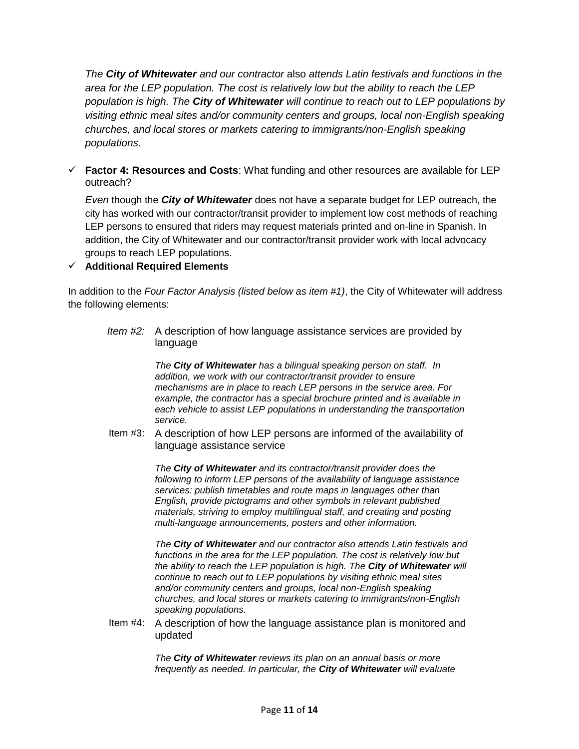*The **City of Whitewater** and our contractor also attends Latin festivals and functions in the area for the LEP population. The cost is relatively low but the ability to reach the LEP population is high. The **City of Whitewater** will continue to reach out to LEP populations by visiting ethnic meal sites and/or community centers and groups, local non-English speaking churches, and local stores or markets catering to immigrants/non-English speaking populations.*

- ✓ **Factor 4: Resources and Costs**: What funding and other resources are available for LEP outreach?

  *Even* though the ***City of Whitewater*** does not have a separate budget for LEP outreach, the city has worked with our contractor/transit provider to implement low cost methods of reaching LEP persons to ensured that riders may request materials printed and on-line in Spanish. In addition, the City of Whitewater and our contractor/transit provider work with local advocacy groups to reach LEP populations.

- ✓ **Additional Required Elements**

In addition to the *Four Factor Analysis (listed below as item #1)*, the City of Whitewater will address the following elements:

*Item #2:* A description of how language assistance services are provided by language

*The **City of Whitewater** has a bilingual speaking person on staff. In addition, we work with our contractor/transit provider to ensure mechanisms are in place to reach LEP persons in the service area. For example, the contractor has a special brochure printed and is available in each vehicle to assist LEP populations in understanding the transportation service.*

Item #3: A description of how LEP persons are informed of the availability of language assistance service

*The **City of Whitewater** and its contractor/transit provider does the following to inform LEP persons of the availability of language assistance services: publish timetables and route maps in languages other than English, provide pictograms and other symbols in relevant published materials, striving to employ multilingual staff, and creating and posting multi-language announcements, posters and other information.*

*The **City of Whitewater** and our contractor also attends Latin festivals and functions in the area for the LEP population. The cost is relatively low but the ability to reach the LEP population is high. The **City of Whitewater** will continue to reach out to LEP populations by visiting ethnic meal sites and/or community centers and groups, local non-English speaking churches, and local stores or markets catering to immigrants/non-English speaking populations.*

Item #4: A description of how the language assistance plan is monitored and updated

*The **City of Whitewater** reviews its plan on an annual basis or more frequently as needed. In particular, the **City of Whitewater** will evaluate*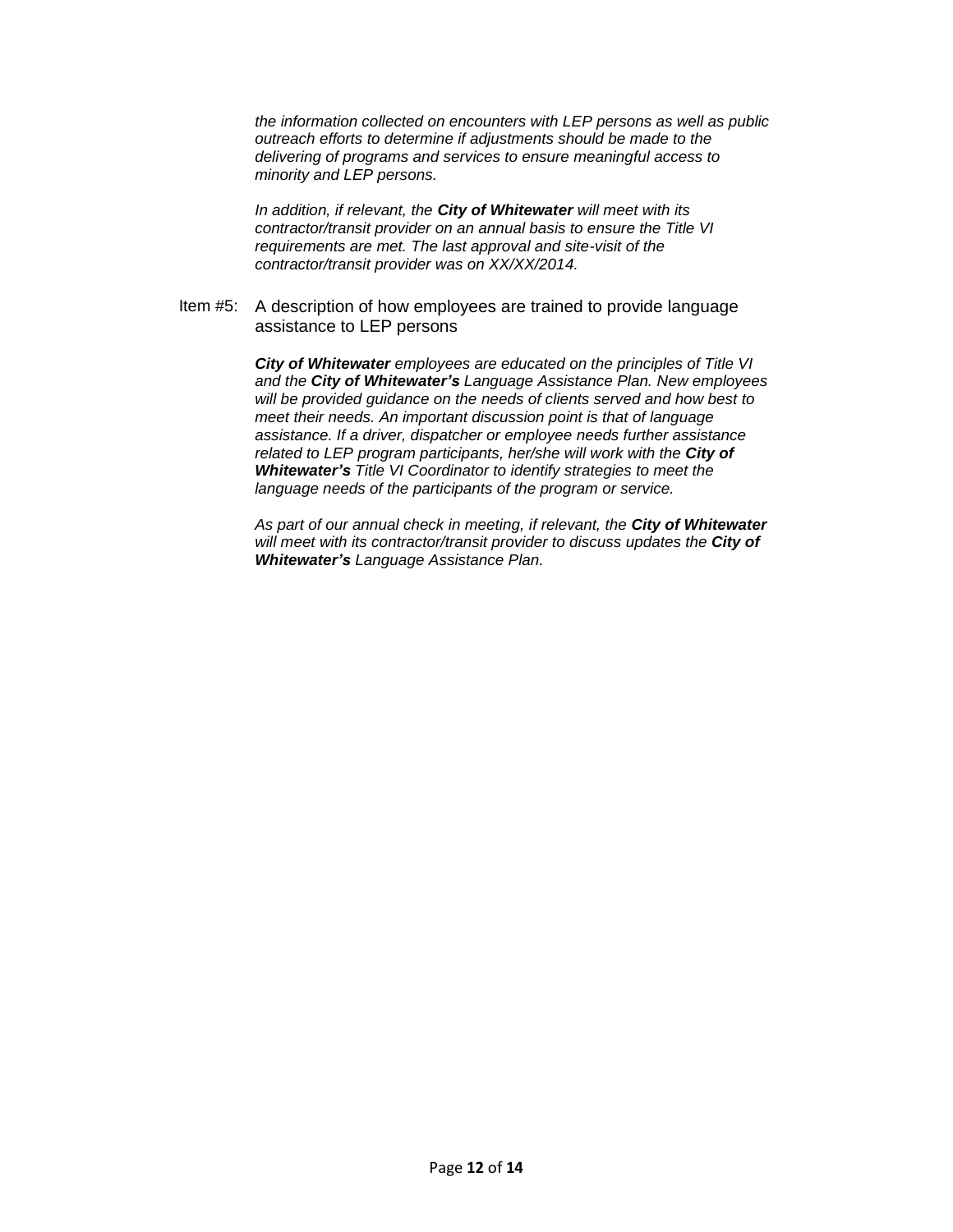*the information collected on encounters with LEP persons as well as public outreach efforts to determine if adjustments should be made to the delivering of programs and services to ensure meaningful access to minority and LEP persons.*

*In addition, if relevant, the* ***City of Whitewater*** *will meet with its contractor/transit provider on an annual basis to ensure the Title VI requirements are met. The last approval and site-visit of the contractor/transit provider was on XX/XX/2014.*

Item #5: A description of how employees are trained to provide language assistance to LEP persons

***City of Whitewater*** *employees are educated on the principles of Title VI and the* ***City of Whitewater's*** *Language Assistance Plan. New employees will be provided guidance on the needs of clients served and how best to meet their needs. An important discussion point is that of language assistance. If a driver, dispatcher or employee needs further assistance related to LEP program participants, her/she will work with the* ***City of Whitewater's*** *Title VI Coordinator to identify strategies to meet the language needs of the participants of the program or service.*

*As part of our annual check in meeting, if relevant, the* ***City of Whitewater*** *will meet with its contractor/transit provider to discuss updates the* ***City of Whitewater's*** *Language Assistance Plan.*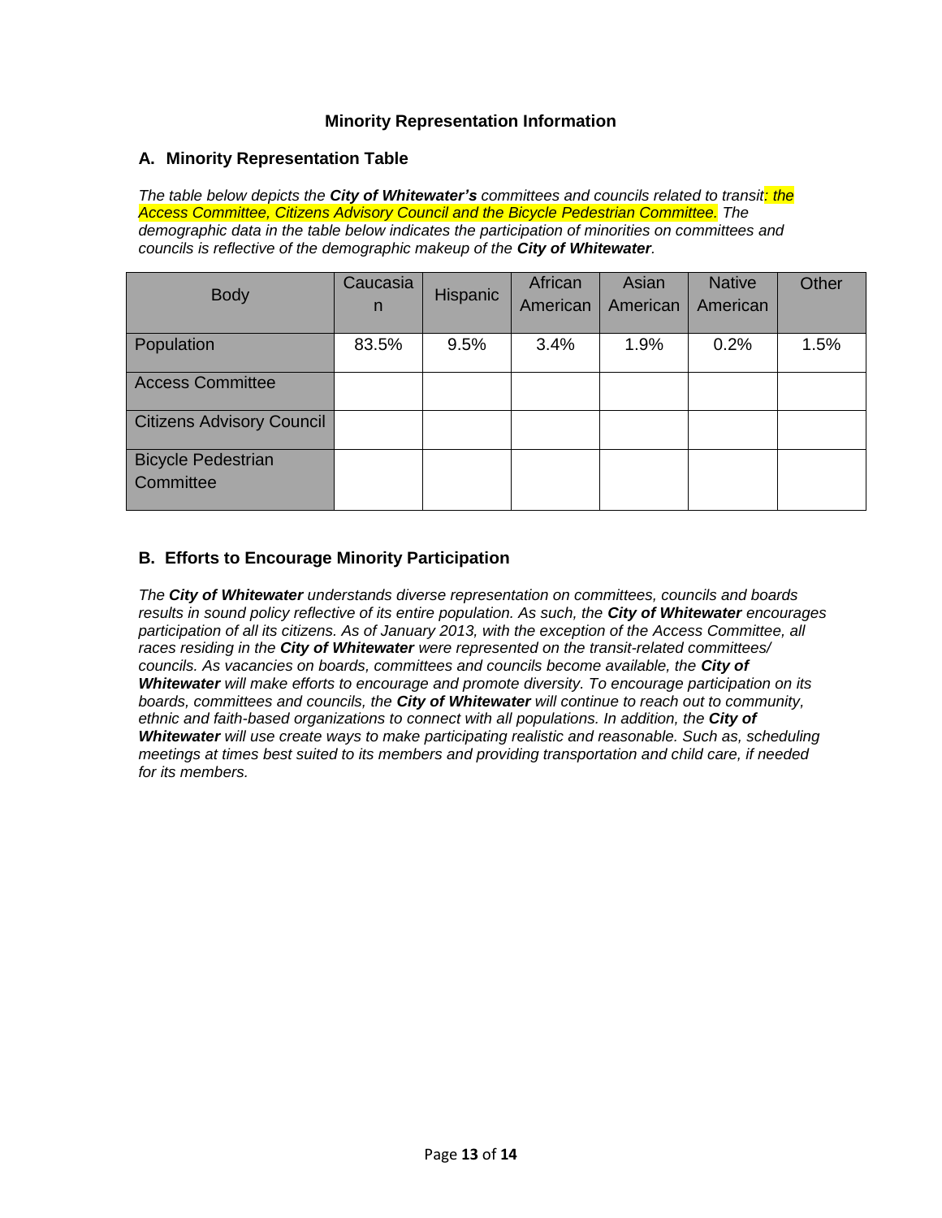## Minority Representation Information

### A. Minority Representation Table

*The table below depicts the **City of Whitewater's** committees and councils related to transit: the Access Committee, Citizens Advisory Council and the Bicycle Pedestrian Committee. The demographic data in the table below indicates the participation of minorities on committees and councils is reflective of the demographic makeup of the **City of Whitewater**.*

| Body | Caucasian | Hispanic | African American | Asian American | Native American | Other |
|---|---|---|---|---|---|---|
| Population | 83.5% | 9.5% | 3.4% | 1.9% | 0.2% | 1.5% |
| Access Committee | | | | | | |
| Citizens Advisory Council | | | | | | |
| Bicycle Pedestrian Committee | | | | | | |

### B. Efforts to Encourage Minority Participation

*The **City of Whitewater** understands diverse representation on committees, councils and boards results in sound policy reflective of its entire population. As such, the **City of Whitewater** encourages participation of all its citizens. As of January 2013, with the exception of the Access Committee, all races residing in the **City of Whitewater** were represented on the transit-related committees/ councils. As vacancies on boards, committees and councils become available, the **City of Whitewater** will make efforts to encourage and promote diversity. To encourage participation on its boards, committees and councils, the **City of Whitewater** will continue to reach out to community, ethnic and faith-based organizations to connect with all populations. In addition, the **City of Whitewater** will use create ways to make participating realistic and reasonable. Such as, scheduling meetings at times best suited to its members and providing transportation and child care, if needed for its members.*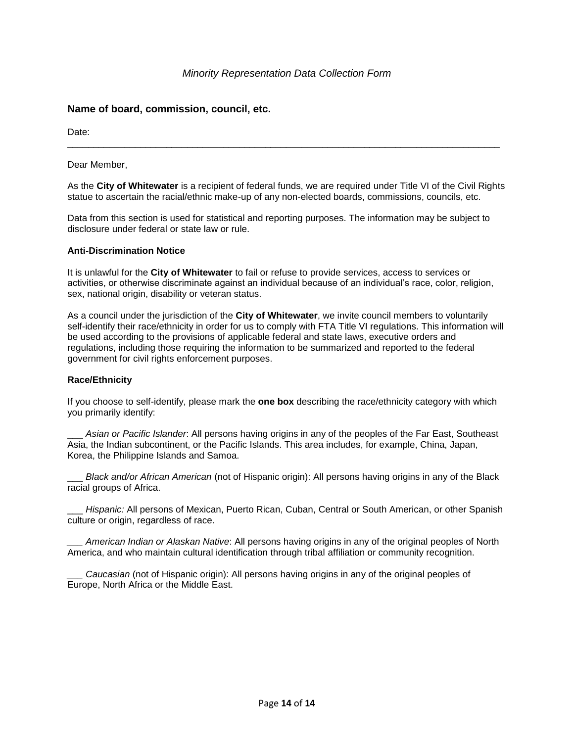*Minority Representation Data Collection Form*

### Name of board, commission, council, etc.

Date:

---

Dear Member,

As the **City of Whitewater** is a recipient of federal funds, we are required under Title VI of the Civil Rights statue to ascertain the racial/ethnic make-up of any non-elected boards, commissions, councils, etc.

Data from this section is used for statistical and reporting purposes. The information may be subject to disclosure under federal or state law or rule.

**Anti-Discrimination Notice**

It is unlawful for the **City of Whitewater** to fail or refuse to provide services, access to services or activities, or otherwise discriminate against an individual because of an individual's race, color, religion, sex, national origin, disability or veteran status.

As a council under the jurisdiction of the **City of Whitewater**, we invite council members to voluntarily self-identify their race/ethnicity in order for us to comply with FTA Title VI regulations. This information will be used according to the provisions of applicable federal and state laws, executive orders and regulations, including those requiring the information to be summarized and reported to the federal government for civil rights enforcement purposes.

**Race/Ethnicity**

If you choose to self-identify, please mark the **one box** describing the race/ethnicity category with which you primarily identify:

___ *Asian or Pacific Islander*: All persons having origins in any of the peoples of the Far East, Southeast Asia, the Indian subcontinent, or the Pacific Islands. This area includes, for example, China, Japan, Korea, the Philippine Islands and Samoa.

___ *Black and/or African American* (not of Hispanic origin): All persons having origins in any of the Black racial groups of Africa.

___ *Hispanic:* All persons of Mexican, Puerto Rican, Cuban, Central or South American, or other Spanish culture or origin, regardless of race.

___ *American Indian or Alaskan Native*: All persons having origins in any of the original peoples of North America, and who maintain cultural identification through tribal affiliation or community recognition.

___ *Caucasian* (not of Hispanic origin): All persons having origins in any of the original peoples of Europe, North Africa or the Middle East.